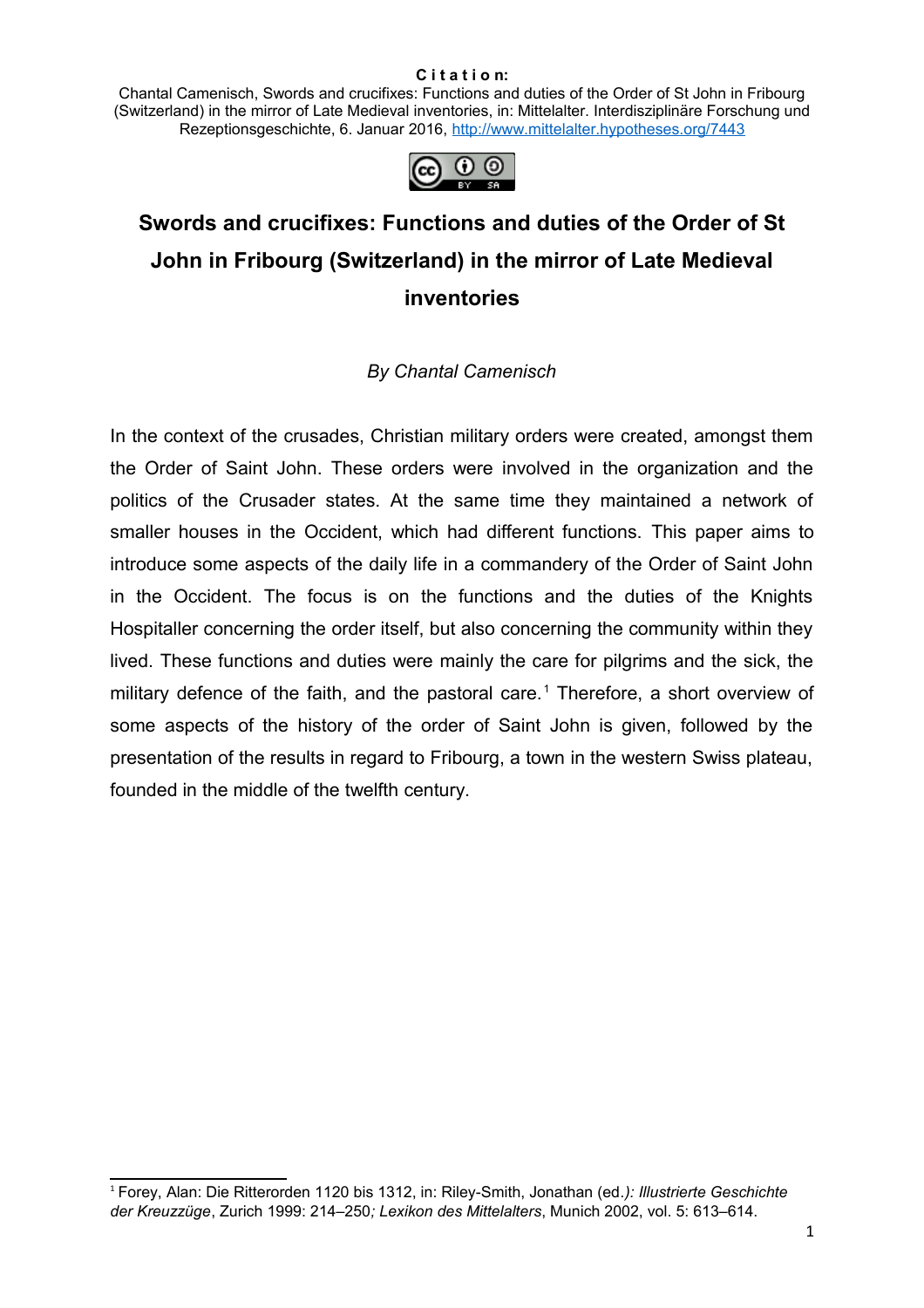**Citation:**
Chantal Camenisch, Swords and crucifixes: Functions and duties of the Order of St John in Fribourg (Switzerland) in the mirror of Late Medieval inventories, in: Mittelalter. Interdisziplinäre Forschung und Rezeptionsgeschichte, 6. Januar 2016, http://www.mittelalter.hypotheses.org/7443

# Swords and crucifixes: Functions and duties of the Order of St John in Fribourg (Switzerland) in the mirror of Late Medieval inventories

*By Chantal Camenisch*

In the context of the crusades, Christian military orders were created, amongst them the Order of Saint John. These orders were involved in the organization and the politics of the Crusader states. At the same time they maintained a network of smaller houses in the Occident, which had different functions. This paper aims to introduce some aspects of the daily life in a commandery of the Order of Saint John in the Occident. The focus is on the functions and the duties of the Knights Hospitaller concerning the order itself, but also concerning the community within they lived. These functions and duties were mainly the care for pilgrims and the sick, the military defence of the faith, and the pastoral care.[1] Therefore, a short overview of some aspects of the history of the order of Saint John is given, followed by the presentation of the results in regard to Fribourg, a town in the western Swiss plateau, founded in the middle of the twelfth century.

[1] Forey, Alan: Die Ritterorden 1120 bis 1312, in: Riley-Smith, Jonathan (ed.): *Illustrierte Geschichte der Kreuzzüge*, Zurich 1999: 214–250; *Lexikon des Mittelalters*, Munich 2002, vol. 5: 613–614.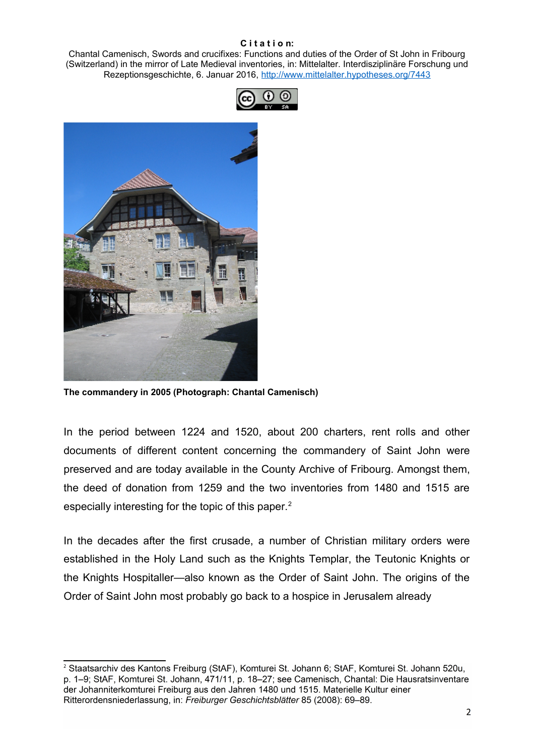**Citation:**
Chantal Camenisch, Swords and crucifixes: Functions and duties of the Order of St John in Fribourg (Switzerland) in the mirror of Late Medieval inventories, in: Mittelalter. Interdisziplinäre Forschung und Rezeptionsgeschichte, 6. Januar 2016, http://www.mittelalter.hypotheses.org/7443

**The commandery in 2005 (Photograph: Chantal Camenisch)**

In the period between 1224 and 1520, about 200 charters, rent rolls and other documents of different content concerning the commandery of Saint John were preserved and are today available in the County Archive of Fribourg. Amongst them, the deed of donation from 1259 and the two inventories from 1480 and 1515 are especially interesting for the topic of this paper.[2]

In the decades after the first crusade, a number of Christian military orders were established in the Holy Land such as the Knights Templar, the Teutonic Knights or the Knights Hospitaller—also known as the Order of Saint John. The origins of the Order of Saint John most probably go back to a hospice in Jerusalem already

[2] Staatsarchiv des Kantons Freiburg (StAF), Komturei St. Johann 6; StAF, Komturei St. Johann 520u, p. 1–9; StAF, Komturei St. Johann, 471/11, p. 18–27; see Camenisch, Chantal: Die Hausratsinventare der Johanniterkomturei Freiburg aus den Jahren 1480 und 1515. Materielle Kultur einer Ritterordensniederlassung, in: *Freiburger Geschichtsblätter* 85 (2008): 69–89.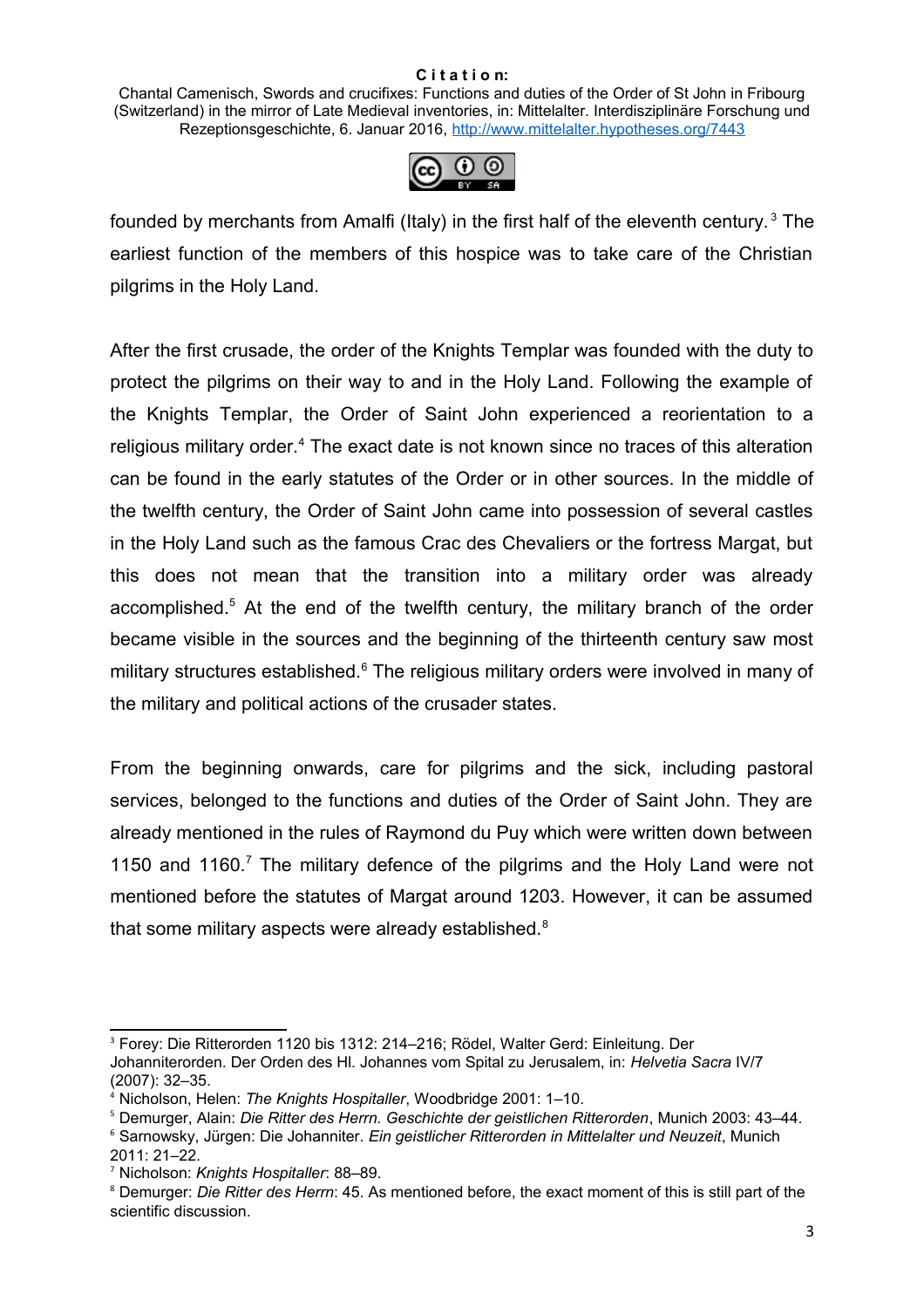founded by merchants from Amalfi (Italy) in the first half of the eleventh century.[3] The earliest function of the members of this hospice was to take care of the Christian pilgrims in the Holy Land.

After the first crusade, the order of the Knights Templar was founded with the duty to protect the pilgrims on their way to and in the Holy Land. Following the example of the Knights Templar, the Order of Saint John experienced a reorientation to a religious military order.[4] The exact date is not known since no traces of this alteration can be found in the early statutes of the Order or in other sources. In the middle of the twelfth century, the Order of Saint John came into possession of several castles in the Holy Land such as the famous Crac des Chevaliers or the fortress Margat, but this does not mean that the transition into a military order was already accomplished.[5] At the end of the twelfth century, the military branch of the order became visible in the sources and the beginning of the thirteenth century saw most military structures established.[6] The religious military orders were involved in many of the military and political actions of the crusader states.

From the beginning onwards, care for pilgrims and the sick, including pastoral services, belonged to the functions and duties of the Order of Saint John. They are already mentioned in the rules of Raymond du Puy which were written down between 1150 and 1160.[7] The military defence of the pilgrims and the Holy Land were not mentioned before the statutes of Margat around 1203. However, it can be assumed that some military aspects were already established.[8]

---

[3] Forey: Die Ritterorden 1120 bis 1312: 214–216; Rödel, Walter Gerd: Einleitung. Der Johanniterorden. Der Orden des Hl. Johannes vom Spital zu Jerusalem, in: *Helvetia Sacra* IV/7 (2007): 32–35.

[4] Nicholson, Helen: *The Knights Hospitaller*, Woodbridge 2001: 1–10.

[5] Demurger, Alain: *Die Ritter des Herrn. Geschichte der geistlichen Ritterorden*, Munich 2003: 43–44.

[6] Sarnowsky, Jürgen: Die Johanniter. *Ein geistlicher Ritterorden in Mittelalter und Neuzeit*, Munich 2011: 21–22.

[7] Nicholson: *Knights Hospitaller*: 88–89.

[8] Demurger: *Die Ritter des Herrn*: 45. As mentioned before, the exact moment of this is still part of the scientific discussion.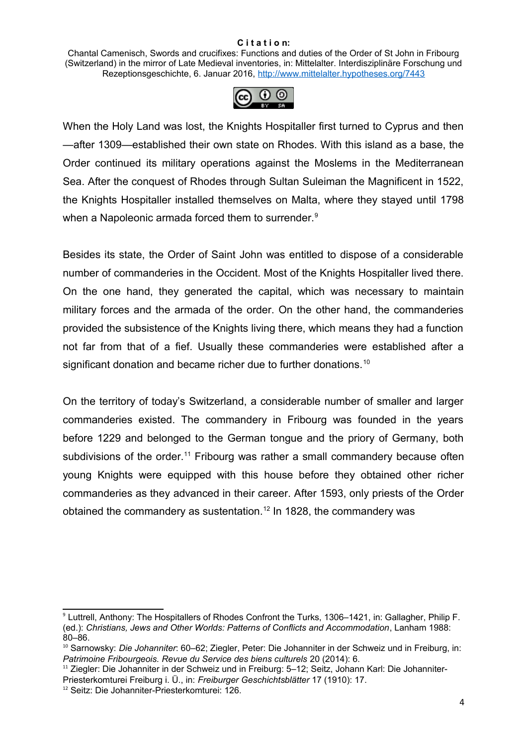When the Holy Land was lost, the Knights Hospitaller first turned to Cyprus and then —after 1309—established their own state on Rhodes. With this island as a base, the Order continued its military operations against the Moslems in the Mediterranean Sea. After the conquest of Rhodes through Sultan Suleiman the Magnificent in 1522, the Knights Hospitaller installed themselves on Malta, where they stayed until 1798 when a Napoleonic armada forced them to surrender.[9]

Besides its state, the Order of Saint John was entitled to dispose of a considerable number of commanderies in the Occident. Most of the Knights Hospitaller lived there. On the one hand, they generated the capital, which was necessary to maintain military forces and the armada of the order. On the other hand, the commanderies provided the subsistence of the Knights living there, which means they had a function not far from that of a fief. Usually these commanderies were established after a significant donation and became richer due to further donations.[10]

On the territory of today's Switzerland, a considerable number of smaller and larger commanderies existed. The commandery in Fribourg was founded in the years before 1229 and belonged to the German tongue and the priory of Germany, both subdivisions of the order.[11] Fribourg was rather a small commandery because often young Knights were equipped with this house before they obtained other richer commanderies as they advanced in their career. After 1593, only priests of the Order obtained the commandery as sustentation.[12] In 1828, the commandery was

---

[9] Luttrell, Anthony: The Hospitallers of Rhodes Confront the Turks, 1306–1421, in: Gallagher, Philip F. (ed.): *Christians, Jews and Other Worlds: Patterns of Conflicts and Accommodation*, Lanham 1988: 80–86.

[10] Sarnowsky: *Die Johanniter*: 60–62; Ziegler, Peter: Die Johanniter in der Schweiz und in Freiburg, in: *Patrimoine Fribourgeois. Revue du Service des biens culturels* 20 (2014): 6.

[11] Ziegler: Die Johanniter in der Schweiz und in Freiburg: 5–12; Seitz, Johann Karl: Die Johanniter-Priesterkomturei Freiburg i. Ü., in: *Freiburger Geschichtsblätter* 17 (1910): 17.

[12] Seitz: Die Johanniter-Priesterkomturei: 126.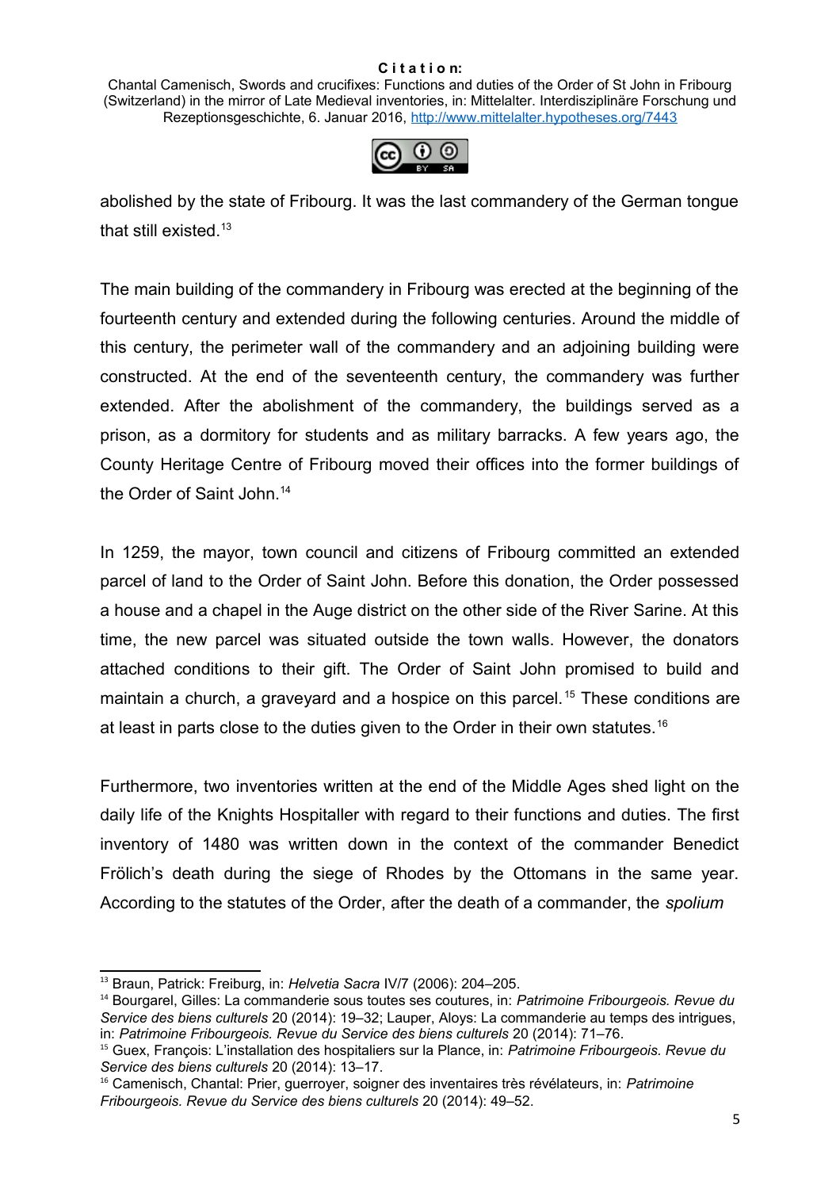abolished by the state of Fribourg. It was the last commandery of the German tongue that still existed.[13]

The main building of the commandery in Fribourg was erected at the beginning of the fourteenth century and extended during the following centuries. Around the middle of this century, the perimeter wall of the commandery and an adjoining building were constructed. At the end of the seventeenth century, the commandery was further extended. After the abolishment of the commandery, the buildings served as a prison, as a dormitory for students and as military barracks. A few years ago, the County Heritage Centre of Fribourg moved their offices into the former buildings of the Order of Saint John.[14]

In 1259, the mayor, town council and citizens of Fribourg committed an extended parcel of land to the Order of Saint John. Before this donation, the Order possessed a house and a chapel in the Auge district on the other side of the River Sarine. At this time, the new parcel was situated outside the town walls. However, the donators attached conditions to their gift. The Order of Saint John promised to build and maintain a church, a graveyard and a hospice on this parcel.[15] These conditions are at least in parts close to the duties given to the Order in their own statutes.[16]

Furthermore, two inventories written at the end of the Middle Ages shed light on the daily life of the Knights Hospitaller with regard to their functions and duties. The first inventory of 1480 was written down in the context of the commander Benedict Frölich's death during the siege of Rhodes by the Ottomans in the same year. According to the statutes of the Order, after the death of a commander, the *spolium*

---

[13] Braun, Patrick: Freiburg, in: *Helvetia Sacra* IV/7 (2006): 204–205.

[14] Bourgarel, Gilles: La commanderie sous toutes ses coutures, in: *Patrimoine Fribourgeois. Revue du Service des biens culturels* 20 (2014): 19–32; Lauper, Aloys: La commanderie au temps des intrigues, in: *Patrimoine Fribourgeois. Revue du Service des biens culturels* 20 (2014): 71–76.

[15] Guex, François: L'installation des hospitaliers sur la Plance, in: *Patrimoine Fribourgeois. Revue du Service des biens culturels* 20 (2014): 13–17.

[16] Camenisch, Chantal: Prier, guerroyer, soigner des inventaires très révélateurs, in: *Patrimoine Fribourgeois. Revue du Service des biens culturels* 20 (2014): 49–52.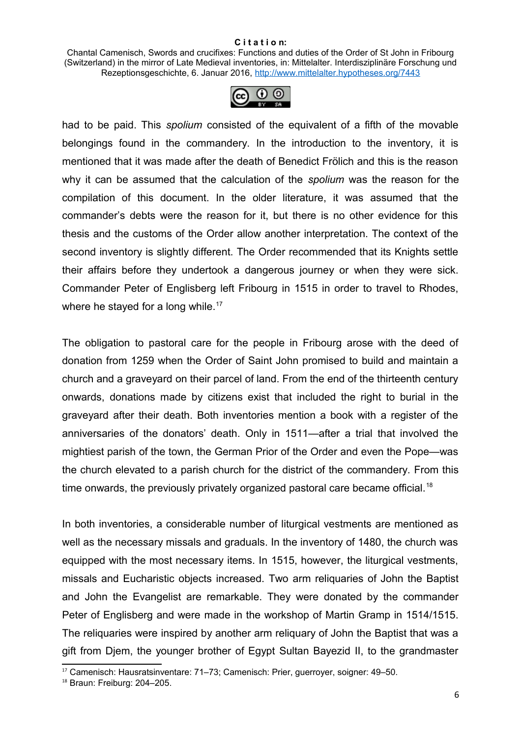had to be paid. This *spolium* consisted of the equivalent of a fifth of the movable belongings found in the commandery. In the introduction to the inventory, it is mentioned that it was made after the death of Benedict Frölich and this is the reason why it can be assumed that the calculation of the *spolium* was the reason for the compilation of this document. In the older literature, it was assumed that the commander's debts were the reason for it, but there is no other evidence for this thesis and the customs of the Order allow another interpretation. The context of the second inventory is slightly different. The Order recommended that its Knights settle their affairs before they undertook a dangerous journey or when they were sick. Commander Peter of Englisberg left Fribourg in 1515 in order to travel to Rhodes, where he stayed for a long while.[17]

The obligation to pastoral care for the people in Fribourg arose with the deed of donation from 1259 when the Order of Saint John promised to build and maintain a church and a graveyard on their parcel of land. From the end of the thirteenth century onwards, donations made by citizens exist that included the right to burial in the graveyard after their death. Both inventories mention a book with a register of the anniversaries of the donators' death. Only in 1511—after a trial that involved the mightiest parish of the town, the German Prior of the Order and even the Pope—was the church elevated to a parish church for the district of the commandery. From this time onwards, the previously privately organized pastoral care became official.[18]

In both inventories, a considerable number of liturgical vestments are mentioned as well as the necessary missals and graduals. In the inventory of 1480, the church was equipped with the most necessary items. In 1515, however, the liturgical vestments, missals and Eucharistic objects increased. Two arm reliquaries of John the Baptist and John the Evangelist are remarkable. They were donated by the commander Peter of Englisberg and were made in the workshop of Martin Gramp in 1514/1515. The reliquaries were inspired by another arm reliquary of John the Baptist that was a gift from Djem, the younger brother of Egypt Sultan Bayezid II, to the grandmaster

[17] Camenisch: Hausratsinventare: 71–73; Camenisch: Prier, guerroyer, soigner: 49–50.

[18] Braun: Freiburg: 204–205.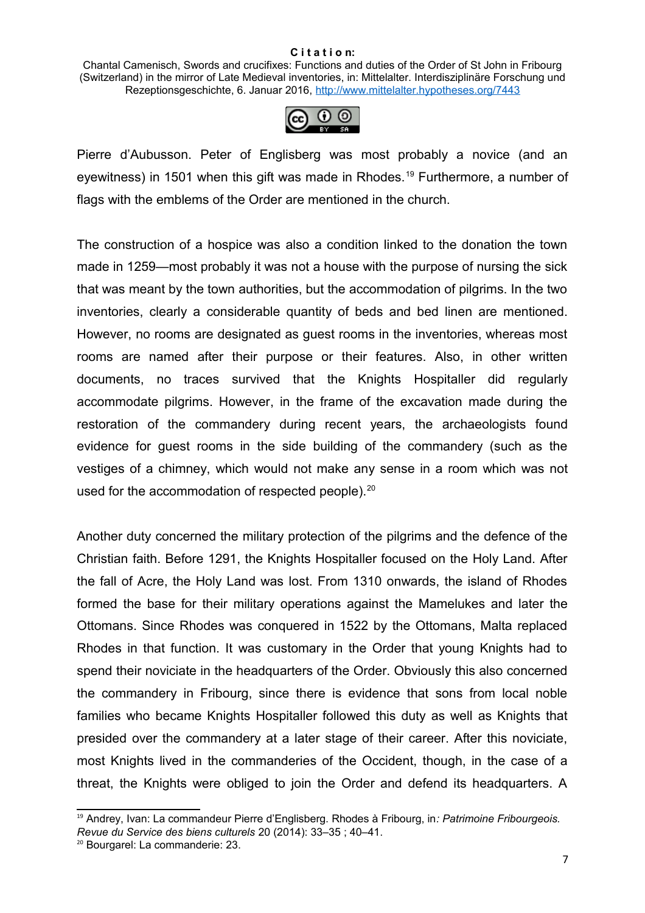Pierre d'Aubusson. Peter of Englisberg was most probably a novice (and an eyewitness) in 1501 when this gift was made in Rhodes.[19] Furthermore, a number of flags with the emblems of the Order are mentioned in the church.

The construction of a hospice was also a condition linked to the donation the town made in 1259—most probably it was not a house with the purpose of nursing the sick that was meant by the town authorities, but the accommodation of pilgrims. In the two inventories, clearly a considerable quantity of beds and bed linen are mentioned. However, no rooms are designated as guest rooms in the inventories, whereas most rooms are named after their purpose or their features. Also, in other written documents, no traces survived that the Knights Hospitaller did regularly accommodate pilgrims. However, in the frame of the excavation made during the restoration of the commandery during recent years, the archaeologists found evidence for guest rooms in the side building of the commandery (such as the vestiges of a chimney, which would not make any sense in a room which was not used for the accommodation of respected people).[20]

Another duty concerned the military protection of the pilgrims and the defence of the Christian faith. Before 1291, the Knights Hospitaller focused on the Holy Land. After the fall of Acre, the Holy Land was lost. From 1310 onwards, the island of Rhodes formed the base for their military operations against the Mamelukes and later the Ottomans. Since Rhodes was conquered in 1522 by the Ottomans, Malta replaced Rhodes in that function. It was customary in the Order that young Knights had to spend their noviciate in the headquarters of the Order. Obviously this also concerned the commandery in Fribourg, since there is evidence that sons from local noble families who became Knights Hospitaller followed this duty as well as Knights that presided over the commandery at a later stage of their career. After this noviciate, most Knights lived in the commanderies of the Occident, though, in the case of a threat, the Knights were obliged to join the Order and defend its headquarters. A

---

[19] Andrey, Ivan: La commandeur Pierre d'Englisberg. Rhodes à Fribourg, in*: Patrimoine Fribourgeois. Revue du Service des biens culturels* 20 (2014): 33–35 ; 40–41.

[20] Bourgarel: La commanderie: 23.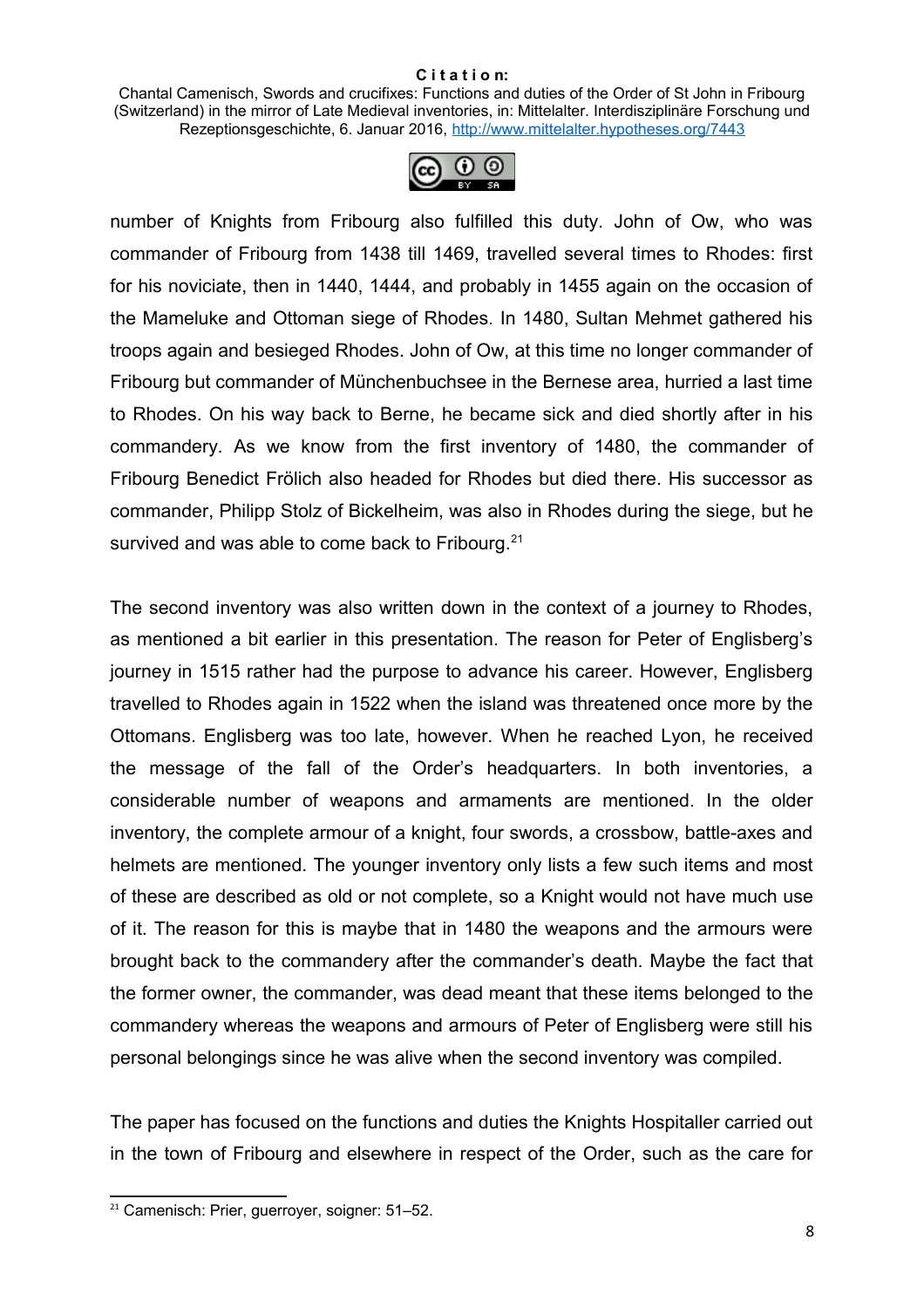number of Knights from Fribourg also fulfilled this duty. John of Ow, who was commander of Fribourg from 1438 till 1469, travelled several times to Rhodes: first for his noviciate, then in 1440, 1444, and probably in 1455 again on the occasion of the Mameluke and Ottoman siege of Rhodes. In 1480, Sultan Mehmet gathered his troops again and besieged Rhodes. John of Ow, at this time no longer commander of Fribourg but commander of Münchenbuchsee in the Bernese area, hurried a last time to Rhodes. On his way back to Berne, he became sick and died shortly after in his commandery. As we know from the first inventory of 1480, the commander of Fribourg Benedict Frölich also headed for Rhodes but died there. His successor as commander, Philipp Stolz of Bickelheim, was also in Rhodes during the siege, but he survived and was able to come back to Fribourg.[21]

The second inventory was also written down in the context of a journey to Rhodes, as mentioned a bit earlier in this presentation. The reason for Peter of Englisberg's journey in 1515 rather had the purpose to advance his career. However, Englisberg travelled to Rhodes again in 1522 when the island was threatened once more by the Ottomans. Englisberg was too late, however. When he reached Lyon, he received the message of the fall of the Order's headquarters. In both inventories, a considerable number of weapons and armaments are mentioned. In the older inventory, the complete armour of a knight, four swords, a crossbow, battle-axes and helmets are mentioned. The younger inventory only lists a few such items and most of these are described as old or not complete, so a Knight would not have much use of it. The reason for this is maybe that in 1480 the weapons and the armours were brought back to the commandery after the commander's death. Maybe the fact that the former owner, the commander, was dead meant that these items belonged to the commandery whereas the weapons and armours of Peter of Englisberg were still his personal belongings since he was alive when the second inventory was compiled.

The paper has focused on the functions and duties the Knights Hospitaller carried out in the town of Fribourg and elsewhere in respect of the Order, such as the care for

[21] Camenisch: Prier, guerroyer, soigner: 51–52.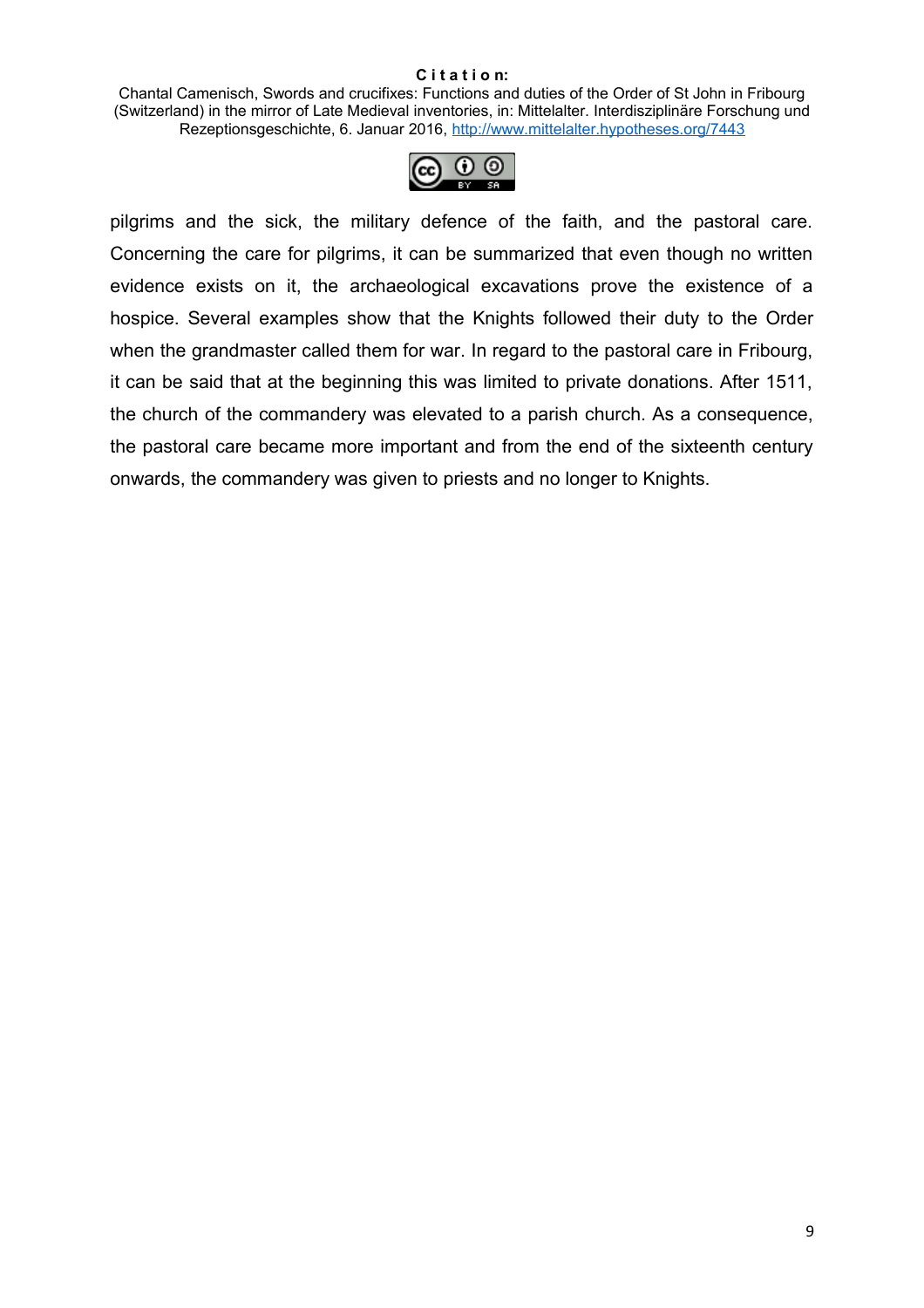pilgrims and the sick, the military defence of the faith, and the pastoral care. Concerning the care for pilgrims, it can be summarized that even though no written evidence exists on it, the archaeological excavations prove the existence of a hospice. Several examples show that the Knights followed their duty to the Order when the grandmaster called them for war. In regard to the pastoral care in Fribourg, it can be said that at the beginning this was limited to private donations. After 1511, the church of the commandery was elevated to a parish church. As a consequence, the pastoral care became more important and from the end of the sixteenth century onwards, the commandery was given to priests and no longer to Knights.